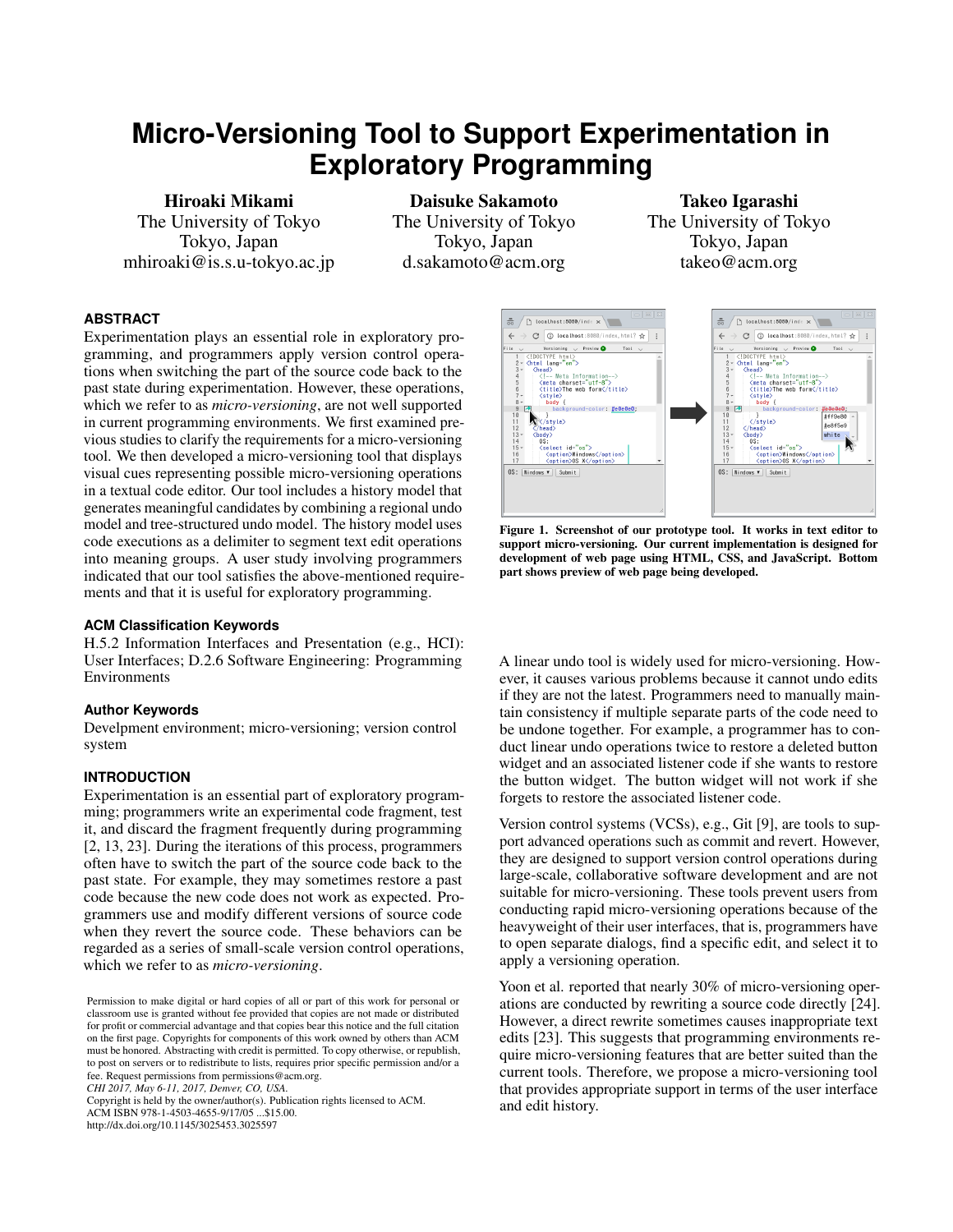# Micro-Versioning Tool to Support Experimentation in Exploratory Programming

**Hiroaki Mikami**
The University of Tokyo
Tokyo, Japan
mhiroaki@is.s.u-tokyo.ac.jp

**Daisuke Sakamoto**
The University of Tokyo
Tokyo, Japan
d.sakamoto@acm.org

**Takeo Igarashi**
The University of Tokyo
Tokyo, Japan
takeo@acm.org

### ABSTRACT

Experimentation plays an essential role in exploratory programming, and programmers apply version control operations when switching the part of the source code back to the past state during experimentation. However, these operations, which we refer to as *micro-versioning*, are not well supported in current programming environments. We first examined previous studies to clarify the requirements for a micro-versioning tool. We then developed a micro-versioning tool that displays visual cues representing possible micro-versioning operations in a textual code editor. Our tool includes a history model that generates meaningful candidates by combining a regional undo model and tree-structured undo model. The history model uses code executions as a delimiter to segment text edit operations into meaning groups. A user study involving programmers indicated that our tool satisfies the above-mentioned requirements and that it is useful for exploratory programming.

### ACM Classification Keywords

H.5.2 Information Interfaces and Presentation (e.g., HCI): User Interfaces; D.2.6 Software Engineering: Programming Environments

### Author Keywords

Develpment environment; micro-versioning; version control system

### INTRODUCTION

Experimentation is an essential part of exploratory programming; programmers write an experimental code fragment, test it, and discard the fragment frequently during programming [2, 13, 23]. During the iterations of this process, programmers often have to switch the part of the source code back to the past state. For example, they may sometimes restore a past code because the new code does not work as expected. Programmers use and modify different versions of source code when they revert the source code. These behaviors can be regarded as a series of small-scale version control operations, which we refer to as *micro-versioning*.

Permission to make digital or hard copies of all or part of this work for personal or classroom use is granted without fee provided that copies are not made or distributed for profit or commercial advantage and that copies bear this notice and the full citation on the first page. Copyrights for components of this work owned by others than ACM must be honored. Abstracting with credit is permitted. To copy otherwise, or republish, to post on servers or to redistribute to lists, requires prior specific permission and/or a fee. Request permissions from permissions@acm.org.
*CHI 2017, May 6-11, 2017, Denver, CO, USA.*
Copyright is held by the owner/author(s). Publication rights licensed to ACM.
ACM ISBN 978-1-4503-4655-9/17/05 ...$15.00.
http://dx.doi.org/10.1145/3025453.3025597

**Figure 1. Screenshot of our prototype tool. It works in text editor to support micro-versioning. Our current implementation is designed for development of web page using HTML, CSS, and JavaScript. Bottom part shows preview of web page being developed.**

A linear undo tool is widely used for micro-versioning. However, it causes various problems because it cannot undo edits if they are not the latest. Programmers need to manually maintain consistency if multiple separate parts of the code need to be undone together. For example, a programmer has to conduct linear undo operations twice to restore a deleted button widget and an associated listener code if she wants to restore the button widget. The button widget will not work if she forgets to restore the associated listener code.

Version control systems (VCSs), e.g., Git [9], are tools to support advanced operations such as commit and revert. However, they are designed to support version control operations during large-scale, collaborative software development and are not suitable for micro-versioning. These tools prevent users from conducting rapid micro-versioning operations because of the heavyweight of their user interfaces, that is, programmers have to open separate dialogs, find a specific edit, and select it to apply a versioning operation.

Yoon et al. reported that nearly 30% of micro-versioning operations are conducted by rewriting a source code directly [24]. However, a direct rewrite sometimes causes inappropriate text edits [23]. This suggests that programming environments require micro-versioning features that are better suited than the current tools. Therefore, we propose a micro-versioning tool that provides appropriate support in terms of the user interface and edit history.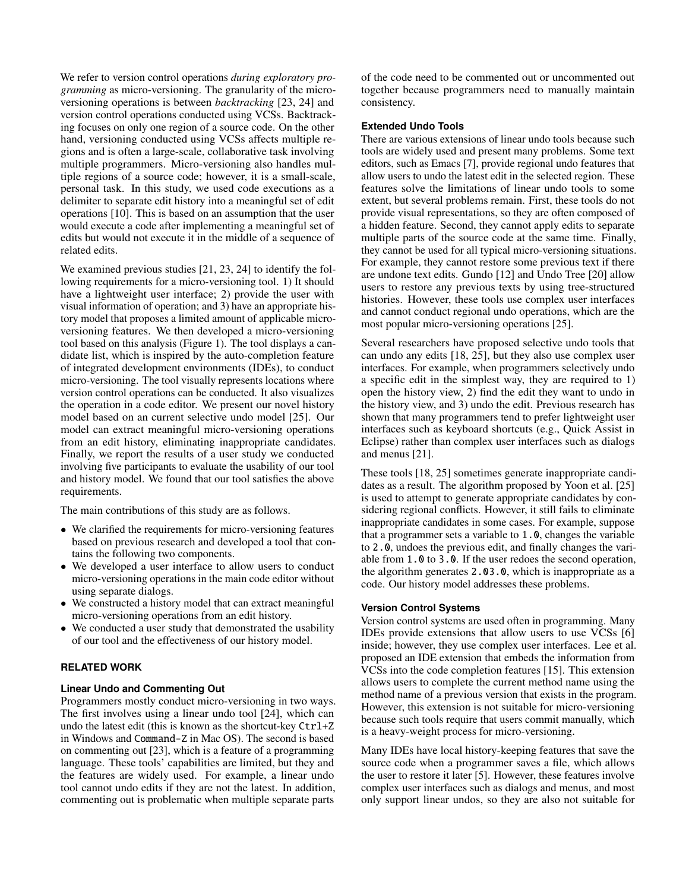We refer to version control operations *during exploratory programming* as micro-versioning. The granularity of the micro-versioning operations is between *backtracking* [23, 24] and version control operations conducted using VCSs. Backtracking focuses on only one region of a source code. On the other hand, versioning conducted using VCSs affects multiple regions and is often a large-scale, collaborative task involving multiple programmers. Micro-versioning also handles multiple regions of a source code; however, it is a small-scale, personal task. In this study, we used code executions as a delimiter to separate edit history into a meaningful set of edit operations [10]. This is based on an assumption that the user would execute a code after implementing a meaningful set of edits but would not execute it in the middle of a sequence of related edits.

We examined previous studies [21, 23, 24] to identify the following requirements for a micro-versioning tool. 1) It should have a lightweight user interface; 2) provide the user with visual information of operation; and 3) have an appropriate history model that proposes a limited amount of applicable micro-versioning features. We then developed a micro-versioning tool based on this analysis (Figure 1). The tool displays a candidate list, which is inspired by the auto-completion feature of integrated development environments (IDEs), to conduct micro-versioning. The tool visually represents locations where version control operations can be conducted. It also visualizes the operation in a code editor. We present our novel history model based on an current selective undo model [25]. Our model can extract meaningful micro-versioning operations from an edit history, eliminating inappropriate candidates. Finally, we report the results of a user study we conducted involving five participants to evaluate the usability of our tool and history model. We found that our tool satisfies the above requirements.

The main contributions of this study are as follows.

- We clarified the requirements for micro-versioning features based on previous research and developed a tool that contains the following two components.
- We developed a user interface to allow users to conduct micro-versioning operations in the main code editor without using separate dialogs.
- We constructed a history model that can extract meaningful micro-versioning operations from an edit history.
- We conducted a user study that demonstrated the usability of our tool and the effectiveness of our history model.

## RELATED WORK

### Linear Undo and Commenting Out

Programmers mostly conduct micro-versioning in two ways. The first involves using a linear undo tool [24], which can undo the latest edit (this is known as the shortcut-key `Ctrl+Z` in Windows and `Command-Z` in Mac OS). The second is based on commenting out [23], which is a feature of a programming language. These tools' capabilities are limited, but they and the features are widely used. For example, a linear undo tool cannot undo edits if they are not the latest. In addition, commenting out is problematic when multiple separate parts of the code need to be commented out or uncommented out together because programmers need to manually maintain consistency.

### Extended Undo Tools

There are various extensions of linear undo tools because such tools are widely used and present many problems. Some text editors, such as Emacs [7], provide regional undo features that allow users to undo the latest edit in the selected region. These features solve the limitations of linear undo tools to some extent, but several problems remain. First, these tools do not provide visual representations, so they are often composed of a hidden feature. Second, they cannot apply edits to separate multiple parts of the source code at the same time. Finally, they cannot be used for all typical micro-versioning situations. For example, they cannot restore some previous text if there are undone text edits. Gundo [12] and Undo Tree [20] allow users to restore any previous texts by using tree-structured histories. However, these tools use complex user interfaces and cannot conduct regional undo operations, which are the most popular micro-versioning operations [25].

Several researchers have proposed selective undo tools that can undo any edits [18, 25], but they also use complex user interfaces. For example, when programmers selectively undo a specific edit in the simplest way, they are required to 1) open the history view, 2) find the edit they want to undo in the history view, and 3) undo the edit. Previous research has shown that many programmers tend to prefer lightweight user interfaces such as keyboard shortcuts (e.g., Quick Assist in Eclipse) rather than complex user interfaces such as dialogs and menus [21].

These tools [18, 25] sometimes generate inappropriate candidates as a result. The algorithm proposed by Yoon et al. [25] is used to attempt to generate appropriate candidates by considering regional conflicts. However, it still fails to eliminate inappropriate candidates in some cases. For example, suppose that a programmer sets a variable to `1.0`, changes the variable to `2.0`, undoes the previous edit, and finally changes the variable from `1.0` to `3.0`. If the user redoes the second operation, the algorithm generates `2.03.0`, which is inappropriate as a code. Our history model addresses these problems.

### Version Control Systems

Version control systems are used often in programming. Many IDEs provide extensions that allow users to use VCSs [6] inside; however, they use complex user interfaces. Lee et al. proposed an IDE extension that embeds the information from VCSs into the code completion features [15]. This extension allows users to complete the current method name using the method name of a previous version that exists in the program. However, this extension is not suitable for micro-versioning because such tools require that users commit manually, which is a heavy-weight process for micro-versioning.

Many IDEs have local history-keeping features that save the source code when a programmer saves a file, which allows the user to restore it later [5]. However, these features involve complex user interfaces such as dialogs and menus, and most only support linear undos, so they are also not suitable for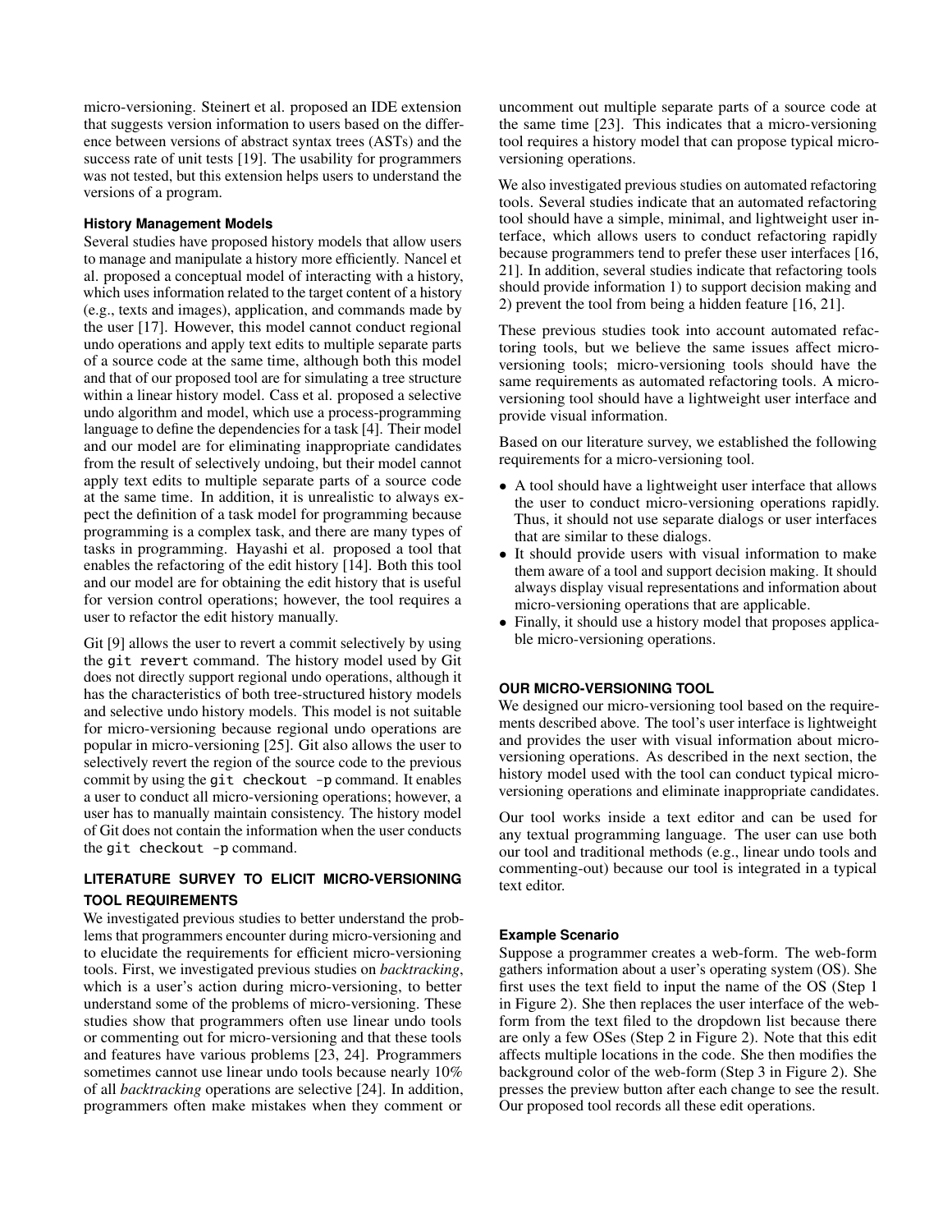micro-versioning. Steinert et al. proposed an IDE extension that suggests version information to users based on the difference between versions of abstract syntax trees (ASTs) and the success rate of unit tests [19]. The usability for programmers was not tested, but this extension helps users to understand the versions of a program.

### History Management Models

Several studies have proposed history models that allow users to manage and manipulate a history more efficiently. Nancel et al. proposed a conceptual model of interacting with a history, which uses information related to the target content of a history (e.g., texts and images), application, and commands made by the user [17]. However, this model cannot conduct regional undo operations and apply text edits to multiple separate parts of a source code at the same time, although both this model and that of our proposed tool are for simulating a tree structure within a linear history model. Cass et al. proposed a selective undo algorithm and model, which use a process-programming language to define the dependencies for a task [4]. Their model and our model are for eliminating inappropriate candidates from the result of selectively undoing, but their model cannot apply text edits to multiple separate parts of a source code at the same time. In addition, it is unrealistic to always expect the definition of a task model for programming because programming is a complex task, and there are many types of tasks in programming. Hayashi et al. proposed a tool that enables the refactoring of the edit history [14]. Both this tool and our model are for obtaining the edit history that is useful for version control operations; however, the tool requires a user to refactor the edit history manually.

Git [9] allows the user to revert a commit selectively by using the `git revert` command. The history model used by Git does not directly support regional undo operations, although it has the characteristics of both tree-structured history models and selective undo history models. This model is not suitable for micro-versioning because regional undo operations are popular in micro-versioning [25]. Git also allows the user to selectively revert the region of the source code to the previous commit by using the `git checkout -p` command. It enables a user to conduct all micro-versioning operations; however, a user has to manually maintain consistency. The history model of Git does not contain the information when the user conducts the `git checkout -p` command.

## LITERATURE SURVEY TO ELICIT MICRO-VERSIONING TOOL REQUIREMENTS

We investigated previous studies to better understand the problems that programmers encounter during micro-versioning and to elucidate the requirements for efficient micro-versioning tools. First, we investigated previous studies on *backtracking*, which is a user's action during micro-versioning, to better understand some of the problems of micro-versioning. These studies show that programmers often use linear undo tools or commenting out for micro-versioning and that these tools and features have various problems [23, 24]. Programmers sometimes cannot use linear undo tools because nearly 10% of all *backtracking* operations are selective [24]. In addition, programmers often make mistakes when they comment or uncomment out multiple separate parts of a source code at the same time [23]. This indicates that a micro-versioning tool requires a history model that can propose typical micro-versioning operations.

We also investigated previous studies on automated refactoring tools. Several studies indicate that an automated refactoring tool should have a simple, minimal, and lightweight user interface, which allows users to conduct refactoring rapidly because programmers tend to prefer these user interfaces [16, 21]. In addition, several studies indicate that refactoring tools should provide information 1) to support decision making and 2) prevent the tool from being a hidden feature [16, 21].

These previous studies took into account automated refactoring tools, but we believe the same issues affect micro-versioning tools; micro-versioning tools should have the same requirements as automated refactoring tools. A micro-versioning tool should have a lightweight user interface and provide visual information.

Based on our literature survey, we established the following requirements for a micro-versioning tool.

- A tool should have a lightweight user interface that allows the user to conduct micro-versioning operations rapidly. Thus, it should not use separate dialogs or user interfaces that are similar to these dialogs.
- It should provide users with visual information to make them aware of a tool and support decision making. It should always display visual representations and information about micro-versioning operations that are applicable.
- Finally, it should use a history model that proposes applicable micro-versioning operations.

## OUR MICRO-VERSIONING TOOL

We designed our micro-versioning tool based on the requirements described above. The tool's user interface is lightweight and provides the user with visual information about micro-versioning operations. As described in the next section, the history model used with the tool can conduct typical micro-versioning operations and eliminate inappropriate candidates.

Our tool works inside a text editor and can be used for any textual programming language. The user can use both our tool and traditional methods (e.g., linear undo tools and commenting-out) because our tool is integrated in a typical text editor.

### Example Scenario

Suppose a programmer creates a web-form. The web-form gathers information about a user's operating system (OS). She first uses the text field to input the name of the OS (Step 1 in Figure 2). She then replaces the user interface of the web-form from the text filed to the dropdown list because there are only a few OSes (Step 2 in Figure 2). Note that this edit affects multiple locations in the code. She then modifies the background color of the web-form (Step 3 in Figure 2). She presses the preview button after each change to see the result. Our proposed tool records all these edit operations.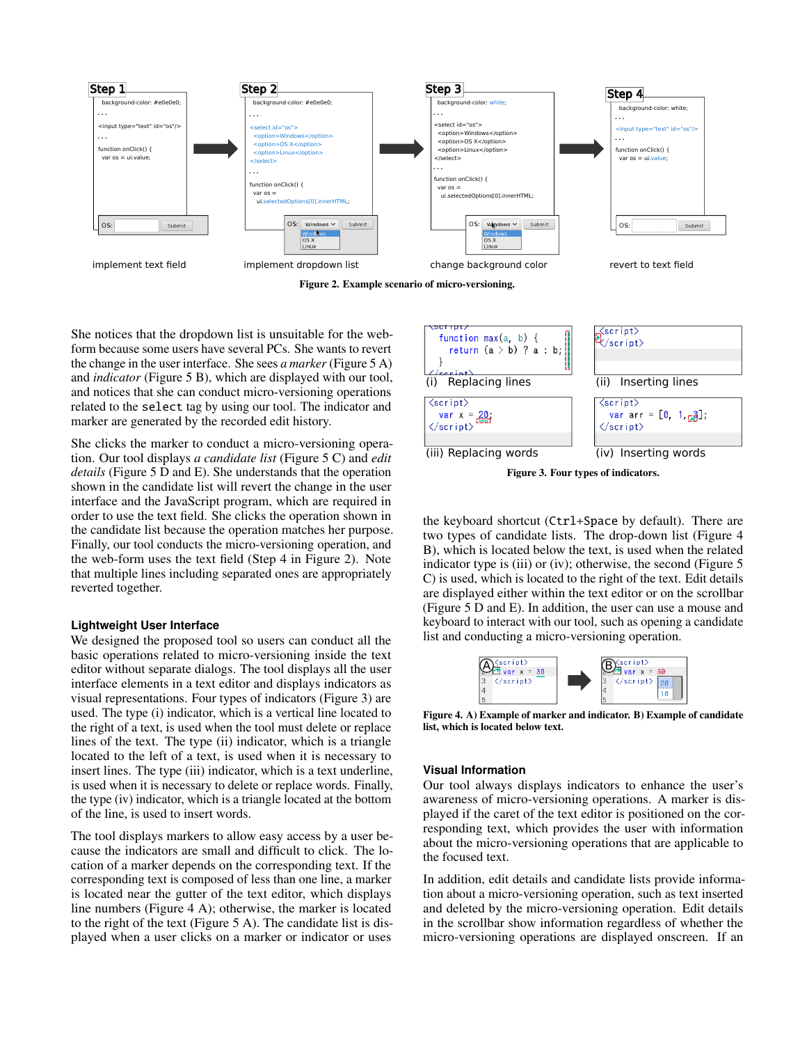Step 1

background-color: #e0e0e0;

...

<input type="text" id="os"/>

...

function onClick() {
  var os = ui.value;

OS: Submit

implement text field

Step 2

background-color: #e0e0e0;

...

<select id="os">
  <option>Windows</option>
  <option>OS X</option>
  <option>Linux</option>
</select>

...

function onClick() {
  var os =
    ui.selectedOptions[0].innerHTML;

OS: Windows Submit
Windows
OS X
Linux

implement dropdown list

Step 3

background-color: white;

...

<select id="os">
  <option>Windows</option>
  <option>OS X</option>
  <option>Linux</option>
</select>

...

function onClick() {
  var os =
    ui.selectedOptions[0].innerHTML;

OS: Windows Submit
Windows
OS X
Linux

change background color

Step 4

background-color: white;

...

<input type="text" id="os"/>

...

function onClick() {
  var os = ui.value;

OS: Submit

revert to text field

**Figure 2. Example scenario of micro-versioning.**

She notices that the dropdown list is unsuitable for the web-form because some users have several PCs. She wants to revert the change in the user interface. She sees *a marker* (Figure 5 A) and *indicator* (Figure 5 B), which are displayed with our tool, and notices that she can conduct micro-versioning operations related to the `select` tag by using our tool. The indicator and marker are generated by the recorded edit history.

She clicks the marker to conduct a micro-versioning operation. Our tool displays *a candidate list* (Figure 5 C) and *edit details* (Figure 5 D and E). She understands that the operation shown in the candidate list will revert the change in the user interface and the JavaScript program, which are required in order to use the text field. She clicks the operation shown in the candidate list because the operation matches her purpose. Finally, our tool conducts the micro-versioning operation, and the web-form uses the text field (Step 4 in Figure 2). Note that multiple lines including separated ones are appropriately reverted together.

## Lightweight User Interface

We designed the proposed tool so users can conduct all the basic operations related to micro-versioning inside the text editor without separate dialogs. The tool displays all the user interface elements in a text editor and displays indicators as visual representations. Four types of indicators (Figure 3) are used. The type (i) indicator, which is a vertical line located to the right of a text, is used when the tool must delete or replace lines of the text. The type (ii) indicator, which is a triangle located to the left of a text, is used when it is necessary to insert lines. The type (iii) indicator, which is a text underline, is used when it is necessary to delete or replace words. Finally, the type (iv) indicator, which is a triangle located at the bottom of the line, is used to insert words.

The tool displays markers to allow easy access by a user because the indicators are small and difficult to click. The location of a marker depends on the corresponding text. If the corresponding text is composed of less than one line, a marker is located near the gutter of the text editor, which displays line numbers (Figure 4 A); otherwise, the marker is located to the right of the text (Figure 5 A). The candidate list is displayed when a user clicks on a marker or indicator or uses

```
<script>
  function max(a, b) {
    return (a > b) ? a : b;
  }
</script>
```

(i) Replacing lines

```
<script>
</script>
```

(ii) Inserting lines

```
<script>
  var x = 20;
</script>
```

(iii) Replacing words

```
<script>
  var arr = [0, 1, 3];
</script>
```

(iv) Inserting words

**Figure 3. Four types of indicators.**

the keyboard shortcut (`Ctrl+Space` by default). There are two types of candidate lists. The drop-down list (Figure 4 B), which is located below the text, is used when the related indicator type is (iii) or (iv); otherwise, the second (Figure 5 C) is used, which is located to the right of the text. Edit details are displayed either within the text editor or on the scrollbar (Figure 5 D and E). In addition, the user can use a mouse and keyboard to interact with our tool, such as opening a candidate list and conducting a micro-versioning operation.

A

```
<script>
  var x = 30
</script>
```

3
4
5

B

```
<script>
  var x = 30
</script>
```

3
4
5
20
10

**Figure 4. A) Example of marker and indicator. B) Example of candidate list, which is located below text.**

## Visual Information

Our tool always displays indicators to enhance the user's awareness of micro-versioning operations. A marker is displayed if the caret of the text editor is positioned on the corresponding text, which provides the user with information about the micro-versioning operations that are applicable to the focused text.

In addition, edit details and candidate lists provide information about a micro-versioning operation, such as text inserted and deleted by the micro-versioning operation. Edit details in the scrollbar show information regardless of whether the micro-versioning operations are displayed onscreen. If an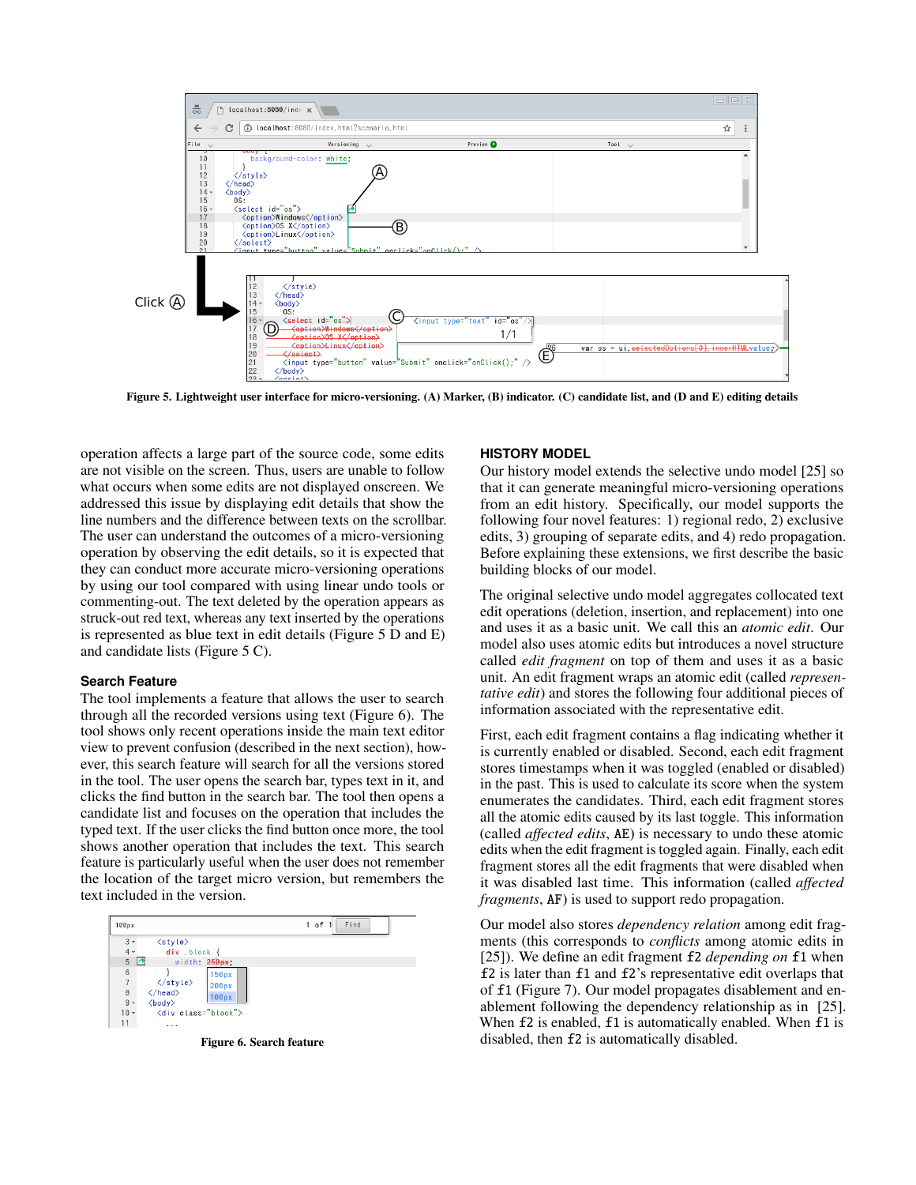Figure 5. Lightweight user interface for micro-versioning. (A) Marker, (B) indicator. (C) candidate list, and (D and E) editing details

operation affects a large part of the source code, some edits are not visible on the screen. Thus, users are unable to follow what occurs when some edits are not displayed onscreen. We addressed this issue by displaying edit details that show the line numbers and the difference between texts on the scrollbar. The user can understand the outcomes of a micro-versioning operation by observing the edit details, so it is expected that they can conduct more accurate micro-versioning operations by using our tool compared with using linear undo tools or commenting-out. The text deleted by the operation appears as struck-out red text, whereas any text inserted by the operations is represented as blue text in edit details (Figure 5 D and E) and candidate lists (Figure 5 C).

### Search Feature

The tool implements a feature that allows the user to search through all the recorded versions using text (Figure 6). The tool shows only recent operations inside the main text editor view to prevent confusion (described in the next section), however, this search feature will search for all the versions stored in the tool. The user opens the search bar, types text in it, and clicks the find button in the search bar. The tool then opens a candidate list and focuses on the operation that includes the typed text. If the user clicks the find button once more, the tool shows another operation that includes the text. This search feature is particularly useful when the user does not remember the location of the target micro version, but remembers the text included in the version.

Figure 6. Search feature

## HISTORY MODEL

Our history model extends the selective undo model [25] so that it can generate meaningful micro-versioning operations from an edit history. Specifically, our model supports the following four novel features: 1) regional redo, 2) exclusive edits, 3) grouping of separate edits, and 4) redo propagation. Before explaining these extensions, we first describe the basic building blocks of our model.

The original selective undo model aggregates collocated text edit operations (deletion, insertion, and replacement) into one and uses it as a basic unit. We call this an *atomic edit*. Our model also uses atomic edits but introduces a novel structure called *edit fragment* on top of them and uses it as a basic unit. An edit fragment wraps an atomic edit (called *representative edit*) and stores the following four additional pieces of information associated with the representative edit.

First, each edit fragment contains a flag indicating whether it is currently enabled or disabled. Second, each edit fragment stores timestamps when it was toggled (enabled or disabled) in the past. This is used to calculate its score when the system enumerates the candidates. Third, each edit fragment stores all the atomic edits caused by its last toggle. This information (called *affected edits*, `AE`) is necessary to undo these atomic edits when the edit fragment is toggled again. Finally, each edit fragment stores all the edit fragments that were disabled when it was disabled last time. This information (called *affected fragments*, `AF`) is used to support redo propagation.

Our model also stores *dependency relation* among edit fragments (this corresponds to *conflicts* among atomic edits in [25]). We define an edit fragment `f2` *depending on* `f1` when `f2` is later than `f1` and `f2`'s representative edit overlaps that of `f1` (Figure 7). Our model propagates disablement and enablement following the dependency relationship as in [25]. When `f2` is enabled, `f1` is automatically enabled. When `f1` is disabled, then `f2` is automatically disabled.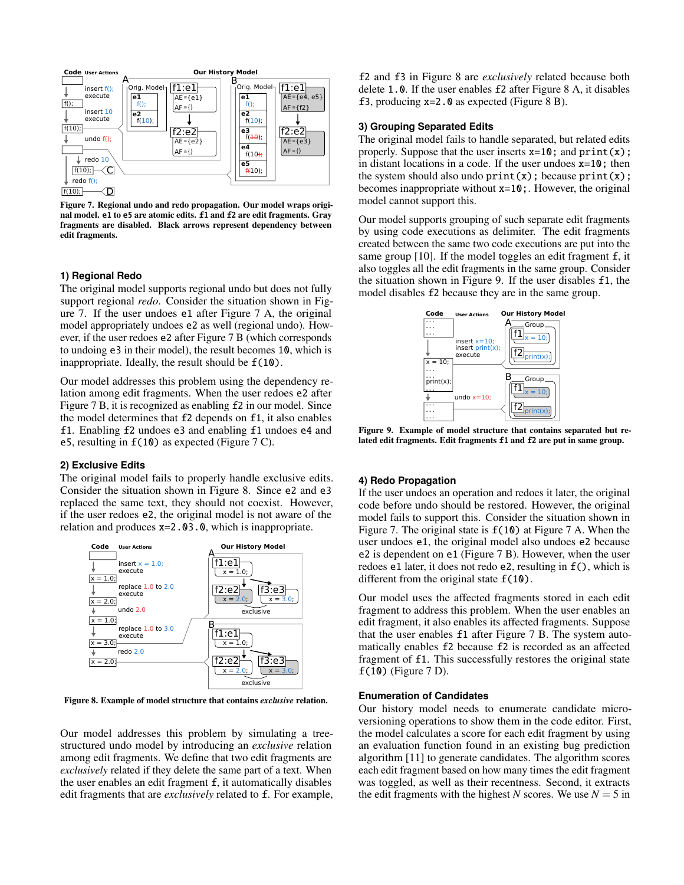Figure 7. Regional undo and redo propagation. Our model wraps original model. e1 to e5 are atomic edits. f1 and f2 are edit fragments. Gray fragments are disabled. Black arrows represent dependency between edit fragments.

### 1) Regional Redo

The original model supports regional undo but does not fully support regional *redo*. Consider the situation shown in Figure 7. If the user undoes `e1` after Figure 7 A, the original model appropriately undoes `e2` as well (regional undo). However, if the user redoes `e2` after Figure 7 B (which corresponds to undoing `e3` in their model), the result becomes `10`, which is inappropriate. Ideally, the result should be `f(10)`.

Our model addresses this problem using the dependency relation among edit fragments. When the user redoes `e2` after Figure 7 B, it is recognized as enabling `f2` in our model. Since the model determines that `f2` depends on `f1`, it also enables `f1`. Enabling `f2` undoes `e3` and enabling `f1` undoes `e4` and `e5`, resulting in `f(10)` as expected (Figure 7 C).

### 2) Exclusive Edits

The original model fails to properly handle exclusive edits. Consider the situation shown in Figure 8. Since `e2` and `e3` replaced the same text, they should not coexist. However, if the user redoes `e2`, the original model is not aware of the relation and produces `x=2.03.0`, which is inappropriate.

Figure 8. Example of model structure that contains *exclusive* relation.

Our model addresses this problem by simulating a tree-structured undo model by introducing an *exclusive* relation among edit fragments. We define that two edit fragments are *exclusively* related if they delete the same part of a text. When the user enables an edit fragment `f`, it automatically disables edit fragments that are *exclusively* related to `f`. For example, `f2` and `f3` in Figure 8 are *exclusively* related because both delete `1.0`. If the user enables `f2` after Figure 8 A, it disables `f3`, producing `x=2.0` as expected (Figure 8 B).

### 3) Grouping Separated Edits

The original model fails to handle separated, but related edits properly. Suppose that the user inserts `x=10;` and `print(x);` in distant locations in a code. If the user undoes `x=10;` then the system should also undo `print(x);` because `print(x);` becomes inappropriate without `x=10;`. However, the original model cannot support this.

Our model supports grouping of such separate edit fragments by using code executions as delimiter. The edit fragments created between the same two code executions are put into the same group [10]. If the model toggles an edit fragment `f`, it also toggles all the edit fragments in the same group. Consider the situation shown in Figure 9. If the user disables `f1`, the model disables `f2` because they are in the same group.

Figure 9. Example of model structure that contains separated but related edit fragments. Edit fragments f1 and f2 are put in same group.

### 4) Redo Propagation

If the user undoes an operation and redoes it later, the original code before undo should be restored. However, the original model fails to support this. Consider the situation shown in Figure 7. The original state is `f(10)` at Figure 7 A. When the user undoes `e1`, the original model also undoes `e2` because `e2` is dependent on `e1` (Figure 7 B). However, when the user redoes `e1` later, it does not redo `e2`, resulting in `f()`, which is different from the original state `f(10)`.

Our model uses the affected fragments stored in each edit fragment to address this problem. When the user enables an edit fragment, it also enables its affected fragments. Suppose that the user enables `f1` after Figure 7 B. The system automatically enables `f2` because `f2` is recorded as an affected fragment of `f1`. This successfully restores the original state `f(10)` (Figure 7 D).

### Enumeration of Candidates

Our history model needs to enumerate candidate micro-versioning operations to show them in the code editor. First, the model calculates a score for each edit fragment by using an evaluation function found in an existing bug prediction algorithm [11] to generate candidates. The algorithm scores each edit fragment based on how many times the edit fragment was toggled, as well as their recentness. Second, it extracts the edit fragments with the highest $N$ scores. We use $N = 5$ in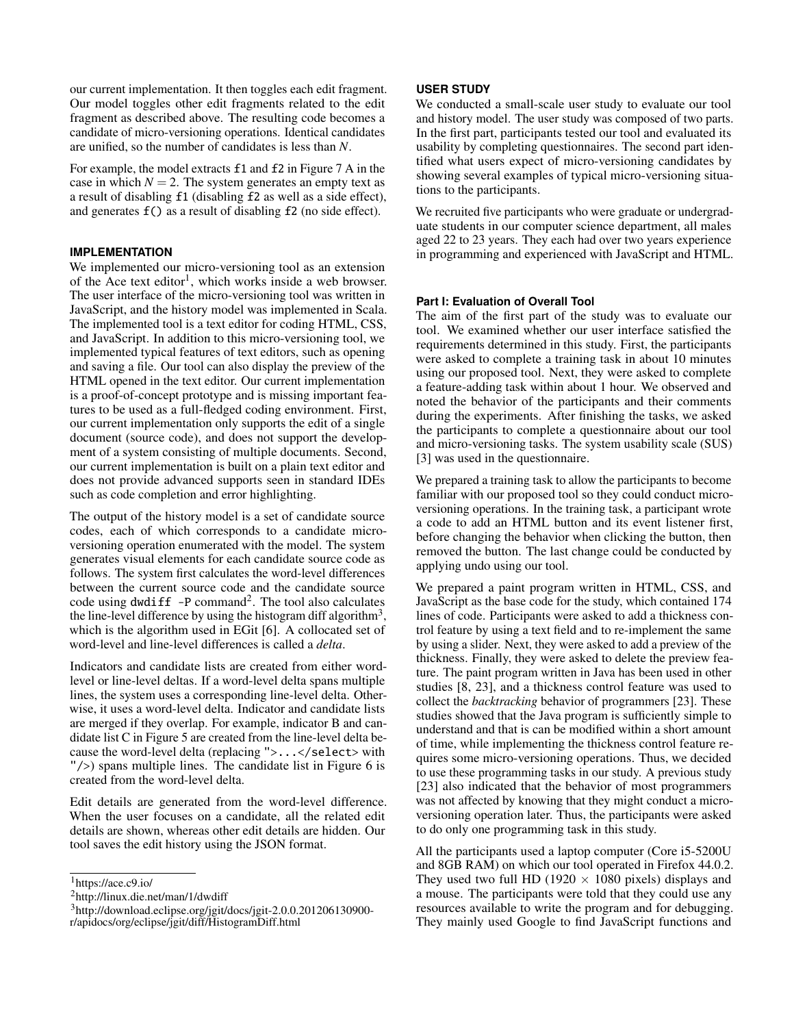our current implementation. It then toggles each edit fragment. Our model toggles other edit fragments related to the edit fragment as described above. The resulting code becomes a candidate of micro-versioning operations. Identical candidates are unified, so the number of candidates is less than $N$.

For example, the model extracts `f1` and `f2` in Figure 7 A in the case in which $N = 2$. The system generates an empty text as a result of disabling `f1` (disabling `f2` as well as a side effect), and generates `f()` as a result of disabling `f2` (no side effect).

## IMPLEMENTATION

We implemented our micro-versioning tool as an extension of the Ace text editor[1], which works inside a web browser. The user interface of the micro-versioning tool was written in JavaScript, and the history model was implemented in Scala. The implemented tool is a text editor for coding HTML, CSS, and JavaScript. In addition to this micro-versioning tool, we implemented typical features of text editors, such as opening and saving a file. Our tool can also display the preview of the HTML opened in the text editor. Our current implementation is a proof-of-concept prototype and is missing important features to be used as a full-fledged coding environment. First, our current implementation only supports the edit of a single document (source code), and does not support the development of a system consisting of multiple documents. Second, our current implementation is built on a plain text editor and does not provide advanced supports seen in standard IDEs such as code completion and error highlighting.

The output of the history model is a set of candidate source codes, each of which corresponds to a candidate micro-versioning operation enumerated with the model. The system generates visual elements for each candidate source code as follows. The system first calculates the word-level differences between the current source code and the candidate source code using `dwdiff -P` command[2]. The tool also calculates the line-level difference by using the histogram diff algorithm[3], which is the algorithm used in EGit [6]. A collocated set of word-level and line-level differences is called a *delta*.

Indicators and candidate lists are created from either word-level or line-level deltas. If a word-level delta spans multiple lines, the system uses a corresponding line-level delta. Otherwise, it uses a word-level delta. Indicator and candidate lists are merged if they overlap. For example, indicator B and candidate list C in Figure 5 are created from the line-level delta because the word-level delta (replacing `">...</select>` with `"/>`) spans multiple lines. The candidate list in Figure 6 is created from the word-level delta.

Edit details are generated from the word-level difference. When the user focuses on a candidate, all the related edit details are shown, whereas other edit details are hidden. Our tool saves the edit history using the JSON format.

[1] https://ace.c9.io/

[2] http://linux.die.net/man/1/dwdiff

[3] http://download.eclipse.org/jgit/docs/jgit-2.0.0.201206130900-r/apidocs/org/eclipse/jgit/diff/HistogramDiff.html

## USER STUDY

We conducted a small-scale user study to evaluate our tool and history model. The user study was composed of two parts. In the first part, participants tested our tool and evaluated its usability by completing questionnaires. The second part identified what users expect of micro-versioning candidates by showing several examples of typical micro-versioning situations to the participants.

We recruited five participants who were graduate or undergraduate students in our computer science department, all males aged 22 to 23 years. They each had over two years experience in programming and experienced with JavaScript and HTML.

### Part I: Evaluation of Overall Tool

The aim of the first part of the study was to evaluate our tool. We examined whether our user interface satisfied the requirements determined in this study. First, the participants were asked to complete a training task in about 10 minutes using our proposed tool. Next, they were asked to complete a feature-adding task within about 1 hour. We observed and noted the behavior of the participants and their comments during the experiments. After finishing the tasks, we asked the participants to complete a questionnaire about our tool and micro-versioning tasks. The system usability scale (SUS) [3] was used in the questionnaire.

We prepared a training task to allow the participants to become familiar with our proposed tool so they could conduct micro-versioning operations. In the training task, a participant wrote a code to add an HTML button and its event listener first, before changing the behavior when clicking the button, then removed the button. The last change could be conducted by applying undo using our tool.

We prepared a paint program written in HTML, CSS, and JavaScript as the base code for the study, which contained 174 lines of code. Participants were asked to add a thickness control feature by using a text field and to re-implement the same by using a slider. Next, they were asked to add a preview of the thickness. Finally, they were asked to delete the preview feature. The paint program written in Java has been used in other studies [8, 23], and a thickness control feature was used to collect the *backtracking* behavior of programmers [23]. These studies showed that the Java program is sufficiently simple to understand and that is can be modified within a short amount of time, while implementing the thickness control feature requires some micro-versioning operations. Thus, we decided to use these programming tasks in our study. A previous study [23] also indicated that the behavior of most programmers was not affected by knowing that they might conduct a micro-versioning operation later. Thus, the participants were asked to do only one programming task in this study.

All the participants used a laptop computer (Core i5-5200U and 8GB RAM) on which our tool operated in Firefox 44.0.2. They used two full HD ($1920 \times 1080$ pixels) displays and a mouse. The participants were told that they could use any resources available to write the program and for debugging. They mainly used Google to find JavaScript functions and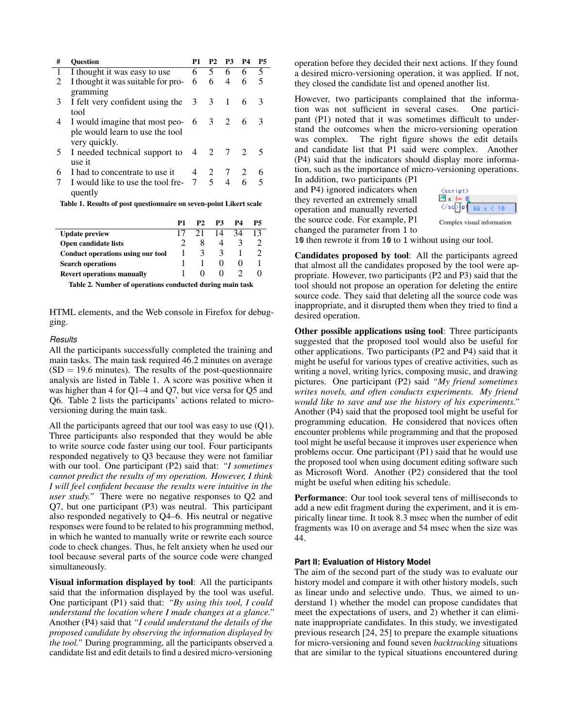| # | Question | P1 | P2 | P3 | P4 | P5 |
|---|---|---|---|---|---|---|
| 1 | I thought it was easy to use | 6 | 5 | 6 | 6 | 5 |
| 2 | I thought it was suitable for programming | 6 | 6 | 4 | 6 | 5 |
| 3 | I felt very confident using the tool | 3 | 3 | 1 | 6 | 3 |
| 4 | I would imagine that most people would learn to use the tool very quickly. | 6 | 3 | 2 | 6 | 3 |
| 5 | I needed technical support to use it | 4 | 2 | 7 | 2 | 5 |
| 6 | I had to concentrate to use it | 4 | 2 | 7 | 2 | 6 |
| 7 | I would like to use the tool frequently | 7 | 5 | 4 | 6 | 5 |

**Table 1. Results of post questionnaire on seven-point Likert scale**

| | P1 | P2 | P3 | P4 | P5 |
|---|---|---|---|---|---|
| **Update preview** | 17 | 21 | 14 | 34 | 13 |
| **Open candidate lists** | 2 | 8 | 4 | 3 | 2 |
| **Conduct operations using our tool** | 1 | 3 | 3 | 1 | 2 |
| **Search operations** | 1 | 1 | 0 | 0 | 1 |
| **Revert operations manually** | 1 | 0 | 0 | 2 | 0 |

**Table 2. Number of operations conducted during main task**

HTML elements, and the Web console in Firefox for debugging.

### Results

All the participants successfully completed the training and main tasks. The main task required 46.2 minutes on average (SD = 19.6 minutes). The results of the post-questionnaire analysis are listed in Table 1. A score was positive when it was higher than 4 for Q1–4 and Q7, but vice versa for Q5 and Q6. Table 2 lists the participants' actions related to micro-versioning during the main task.

All the participants agreed that our tool was easy to use (Q1). Three participants also responded that they would be able to write source code faster using our tool. Four participants responded negatively to Q3 because they were not familiar with our tool. One participant (P2) said that: *"I sometimes cannot predict the results of my operation. However, I think I will feel confident because the results were intuitive in the user study."* There were no negative responses to Q2 and Q7, but one participant (P3) was neutral. This participant also responded negatively to Q4–6. His neutral or negative responses were found to be related to his programming method, in which he wanted to manually write or rewrite each source code to check changes. Thus, he felt anxiety when he used our tool because several parts of the source code were changed simultaneously.

**Visual information displayed by tool**: All the participants said that the information displayed by the tool was useful. One participant (P1) said that: *"By using this tool, I could understand the location where I made changes at a glance."* Another (P4) said that *"I could understand the details of the proposed candidate by observing the information displayed by the tool."* During programming, all the participants observed a candidate list and edit details to find a desired micro-versioning operation before they decided their next actions. If they found a desired micro-versioning operation, it was applied. If not, they closed the candidate list and opened another list.

However, two participants complained that the information was not sufficient in several cases. One participant (P1) noted that it was sometimes difficult to understand the outcomes when the micro-versioning operation was complex. The right figure shows the edit details and candidate list that P1 said were complex. Another (P4) said that the indicators should display more information, such as the importance of micro-versioning operations. In addition, two participants (P1 and P4) ignored indicators when they reverted an extremely small operation and manually reverted the source code. For example, P1 changed the parameter from `1` to `10` then rewrote it from `10` to `1` without using our tool.

Complex visual information

**Candidates proposed by tool**: All the participants agreed that almost all the candidates proposed by the tool were appropriate. However, two participants (P2 and P3) said that the tool should not propose an operation for deleting the entire source code. They said that deleting all the source code was inappropriate, and it disrupted them when they tried to find a desired operation.

**Other possible applications using tool**: Three participants suggested that the proposed tool would also be useful for other applications. Two participants (P2 and P4) said that it might be useful for various types of creative activities, such as writing a novel, writing lyrics, composing music, and drawing pictures. One participant (P2) said *"My friend sometimes writes novels, and often conducts experiments. My friend would like to save and use the history of his experiments."* Another (P4) said that the proposed tool might be useful for programming education. He considered that novices often encounter problems while programming and that the proposed tool might be useful because it improves user experience when problems occur. One participant (P1) said that he would use the proposed tool when using document editing software such as Microsoft Word. Another (P2) considered that the tool might be useful when editing his schedule.

**Performance**: Our tool took several tens of milliseconds to add a new edit fragment during the experiment, and it is empirically linear time. It took 8.3 msec when the number of edit fragments was 10 on average and 54 msec when the size was 44.

### Part II: Evaluation of History Model

The aim of the second part of the study was to evaluate our history model and compare it with other history models, such as linear undo and selective undo. Thus, we aimed to understand 1) whether the model can propose candidates that meet the expectations of users, and 2) whether it can eliminate inappropriate candidates. In this study, we investigated previous research [24, 25] to prepare the example situations for micro-versioning and found seven *backtracking* situations that are similar to the typical situations encountered during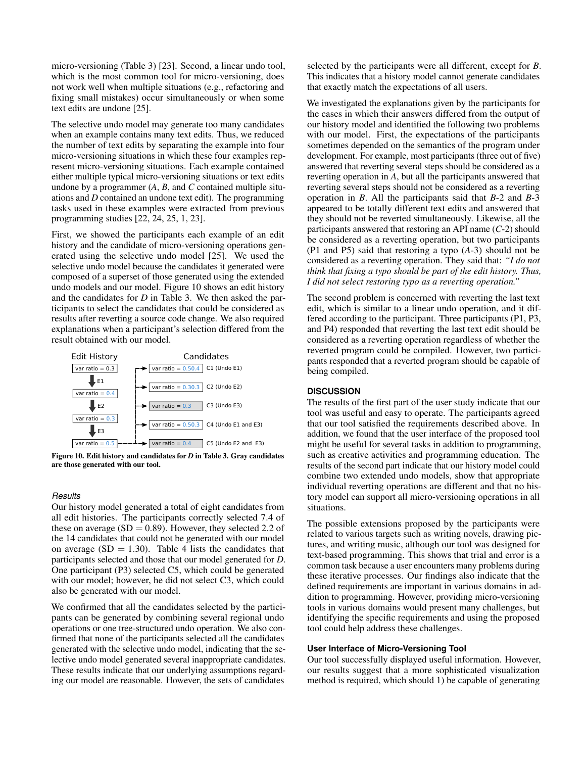micro-versioning (Table 3) [23]. Second, a linear undo tool, which is the most common tool for micro-versioning, does not work well when multiple situations (e.g., refactoring and fixing small mistakes) occur simultaneously or when some text edits are undone [25].

The selective undo model may generate too many candidates when an example contains many text edits. Thus, we reduced the number of text edits by separating the example into four micro-versioning situations in which these four examples represent micro-versioning situations. Each example contained either multiple typical micro-versioning situations or text edits undone by a programmer (*A*, *B*, and *C* contained multiple situations and *D* contained an undone text edit). The programming tasks used in these examples were extracted from previous programming studies [22, 24, 25, 1, 23].

First, we showed the participants each example of an edit history and the candidate of micro-versioning operations generated using the selective undo model [25]. We used the selective undo model because the candidates it generated were composed of a superset of those generated using the extended undo models and our model. Figure 10 shows an edit history and the candidates for *D* in Table 3. We then asked the participants to select the candidates that could be considered as results after reverting a source code change. We also required explanations when a participant's selection differed from the result obtained with our model.

Edit History

var ratio = 0.3

E1

var ratio = 0.4

E2

var ratio = 0.3

E3

var ratio = 0.5

Candidates

var ratio = 0.50.4 C1 (Undo E1)

var ratio = 0.30.3 C2 (Undo E2)

var ratio = 0.3 C3 (Undo E3)

var ratio = 0.50.3 C4 (Undo E1 and E3)

var ratio = 0.4 C5 (Undo E2 and E3)

**Figure 10. Edit history and candidates for *D* in Table 3. Gray candidates are those generated with our tool.**

### *Results*

Our history model generated a total of eight candidates from all edit histories. The participants correctly selected 7.4 of these on average (SD = 0.89). However, they selected 2.2 of the 14 candidates that could not be generated with our model on average (SD = 1.30). Table 4 lists the candidates that participants selected and those that our model generated for *D*. One participant (P3) selected C5, which could be generated with our model; however, he did not select C3, which could also be generated with our model.

We confirmed that all the candidates selected by the participants can be generated by combining several regional undo operations or one tree-structured undo operation. We also confirmed that none of the participants selected all the candidates generated with the selective undo model, indicating that the selective undo model generated several inappropriate candidates. These results indicate that our underlying assumptions regarding our model are reasonable. However, the sets of candidates selected by the participants were all different, except for *B*. This indicates that a history model cannot generate candidates that exactly match the expectations of all users.

We investigated the explanations given by the participants for the cases in which their answers differed from the output of our history model and identified the following two problems with our model. First, the expectations of the participants sometimes depended on the semantics of the program under development. For example, most participants (three out of five) answered that reverting several steps should be considered as a reverting operation in *A*, but all the participants answered that reverting several steps should not be considered as a reverting operation in *B*. All the participants said that *B*-2 and *B*-3 appeared to be totally different text edits and answered that they should not be reverted simultaneously. Likewise, all the participants answered that restoring an API name (*C*-2) should be considered as a reverting operation, but two participants (P1 and P5) said that restoring a typo (*A*-3) should not be considered as a reverting operation. They said that: *"I do not think that fixing a typo should be part of the edit history. Thus, I did not select restoring typo as a reverting operation."*

The second problem is concerned with reverting the last text edit, which is similar to a linear undo operation, and it differed according to the participant. Three participants (P1, P3, and P4) responded that reverting the last text edit should be considered as a reverting operation regardless of whether the reverted program could be compiled. However, two participants responded that a reverted program should be capable of being compiled.

## DISCUSSION

The results of the first part of the user study indicate that our tool was useful and easy to operate. The participants agreed that our tool satisfied the requirements described above. In addition, we found that the user interface of the proposed tool might be useful for several tasks in addition to programming, such as creative activities and programming education. The results of the second part indicate that our history model could combine two extended undo models, show that appropriate individual reverting operations are different and that no history model can support all micro-versioning operations in all situations.

The possible extensions proposed by the participants were related to various targets such as writing novels, drawing pictures, and writing music, although our tool was designed for text-based programming. This shows that trial and error is a common task because a user encounters many problems during these iterative processes. Our findings also indicate that the defined requirements are important in various domains in addition to programming. However, providing micro-versioning tools in various domains would present many challenges, but identifying the specific requirements and using the proposed tool could help address these challenges.

### User Interface of Micro-Versioning Tool

Our tool successfully displayed useful information. However, our results suggest that a more sophisticated visualization method is required, which should 1) be capable of generating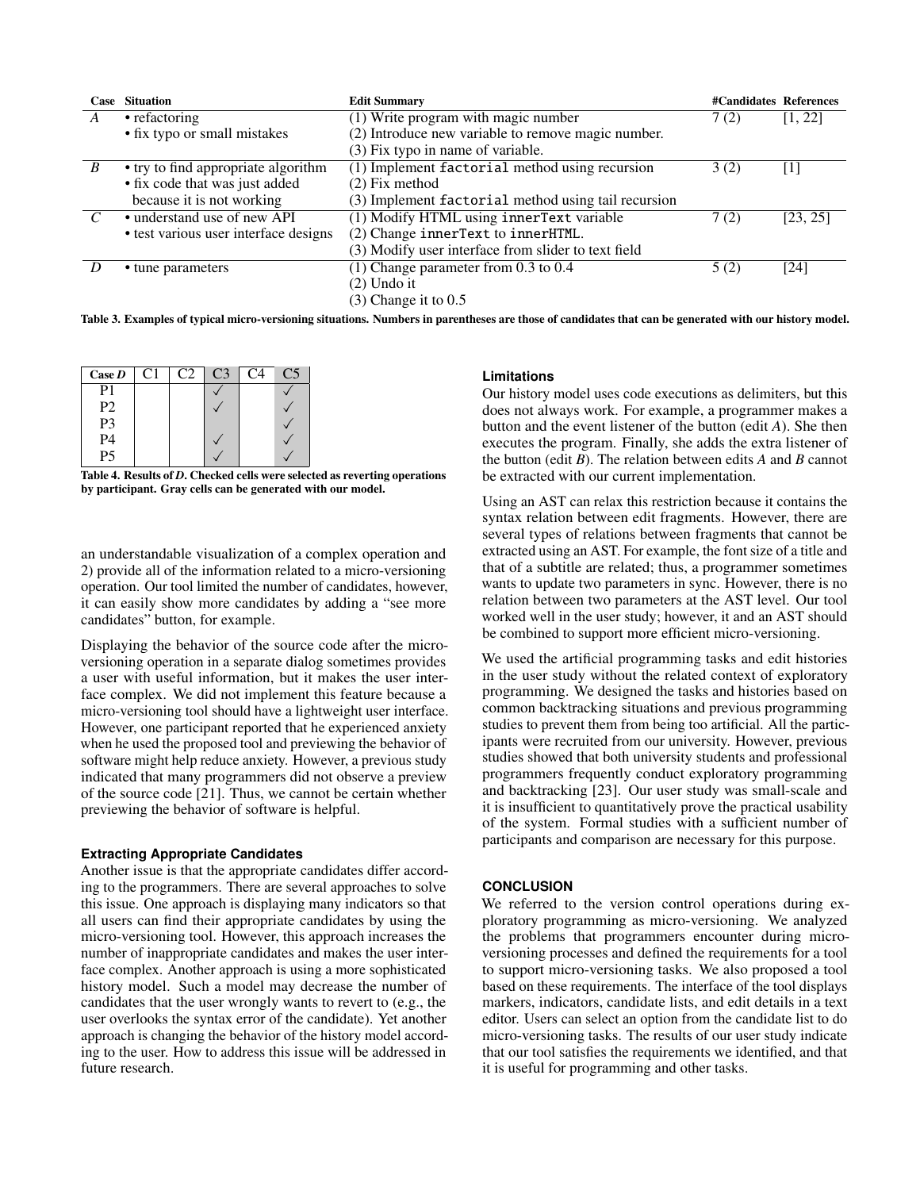| Case | Situation | Edit Summary | #Candidates | References |
|---|---|---|---|---|
| *A* | • refactoring<br>• fix typo or small mistakes | (1) Write program with magic number<br>(2) Introduce new variable to remove magic number.<br>(3) Fix typo in name of variable. | 7 (2) | [1, 22] |
| *B* | • try to find appropriate algorithm<br>• fix code that was just added because it is not working | (1) Implement `factorial` method using recursion<br>(2) Fix method<br>(3) Implement `factorial` method using tail recursion | 3 (2) | [1] |
| *C* | • understand use of new API<br>• test various user interface designs | (1) Modify HTML using `innerText` variable<br>(2) Change `innerText` to `innerHTML`.<br>(3) Modify user interface from slider to text field | 7 (2) | [23, 25] |
| *D* | • tune parameters | (1) Change parameter from 0.3 to 0.4<br>(2) Undo it<br>(3) Change it to 0.5 | 5 (2) | [24] |

**Table 3. Examples of typical micro-versioning situations. Numbers in parentheses are those of candidates that can be generated with our history model.**

| Case *D* | C1 | C2 | C3 | C4 | C5 |
|---|---|---|---|---|---|
| P1 | | | ✓ | | ✓ |
| P2 | | | ✓ | | ✓ |
| P3 | | | | | ✓ |
| P4 | | | ✓ | | ✓ |
| P5 | | | ✓ | | ✓ |

**Table 4. Results of *D*. Checked cells were selected as reverting operations by participant. Gray cells can be generated with our model.**

an understandable visualization of a complex operation and 2) provide all of the information related to a micro-versioning operation. Our tool limited the number of candidates, however, it can easily show more candidates by adding a "see more candidates" button, for example.

Displaying the behavior of the source code after the micro-versioning operation in a separate dialog sometimes provides a user with useful information, but it makes the user interface complex. We did not implement this feature because a micro-versioning tool should have a lightweight user interface. However, one participant reported that he experienced anxiety when he used the proposed tool and previewing the behavior of software might help reduce anxiety. However, a previous study indicated that many programmers did not observe a preview of the source code [21]. Thus, we cannot be certain whether previewing the behavior of software is helpful.

### Extracting Appropriate Candidates

Another issue is that the appropriate candidates differ according to the programmers. There are several approaches to solve this issue. One approach is displaying many indicators so that all users can find their appropriate candidates by using the micro-versioning tool. However, this approach increases the number of inappropriate candidates and makes the user interface complex. Another approach is using a more sophisticated history model. Such a model may decrease the number of candidates that the user wrongly wants to revert to (e.g., the user overlooks the syntax error of the candidate). Yet another approach is changing the behavior of the history model according to the user. How to address this issue will be addressed in future research.

### Limitations

Our history model uses code executions as delimiters, but this does not always work. For example, a programmer makes a button and the event listener of the button (edit *A*). She then executes the program. Finally, she adds the extra listener of the button (edit *B*). The relation between edits *A* and *B* cannot be extracted with our current implementation.

Using an AST can relax this restriction because it contains the syntax relation between edit fragments. However, there are several types of relations between fragments that cannot be extracted using an AST. For example, the font size of a title and that of a subtitle are related; thus, a programmer sometimes wants to update two parameters in sync. However, there is no relation between two parameters at the AST level. Our tool worked well in the user study; however, it and an AST should be combined to support more efficient micro-versioning.

We used the artificial programming tasks and edit histories in the user study without the related context of exploratory programming. We designed the tasks and histories based on common backtracking situations and previous programming studies to prevent them from being too artificial. All the participants were recruited from our university. However, previous studies showed that both university students and professional programmers frequently conduct exploratory programming and backtracking [23]. Our user study was small-scale and it is insufficient to quantitatively prove the practical usability of the system. Formal studies with a sufficient number of participants and comparison are necessary for this purpose.

## CONCLUSION

We referred to the version control operations during exploratory programming as micro-versioning. We analyzed the problems that programmers encounter during micro-versioning processes and defined the requirements for a tool to support micro-versioning tasks. We also proposed a tool based on these requirements. The interface of the tool displays markers, indicators, candidate lists, and edit details in a text editor. Users can select an option from the candidate list to do micro-versioning tasks. The results of our user study indicate that our tool satisfies the requirements we identified, and that it is useful for programming and other tasks.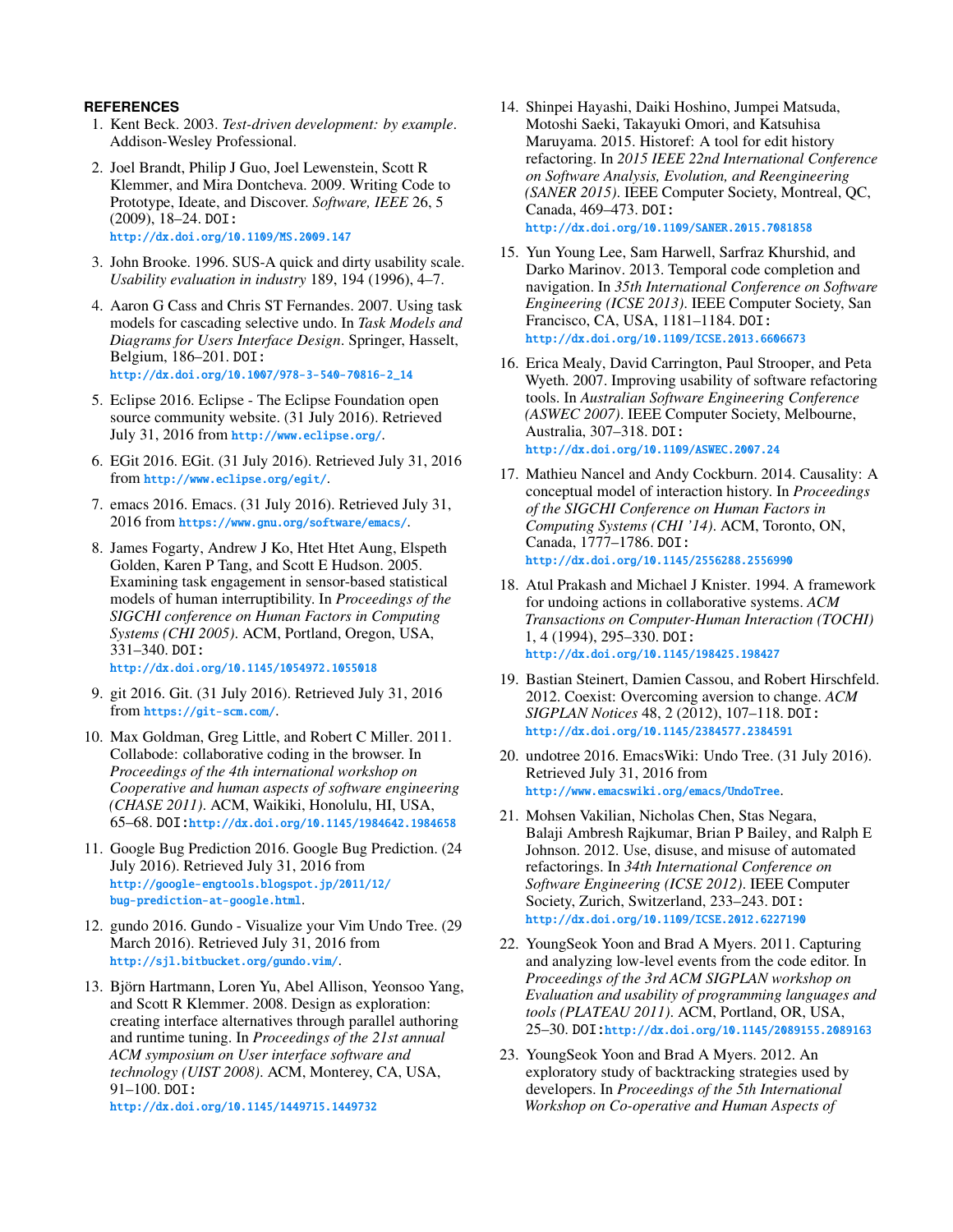## REFERENCES

1. Kent Beck. 2003. *Test-driven development: by example*. Addison-Wesley Professional.
2. Joel Brandt, Philip J Guo, Joel Lewenstein, Scott R Klemmer, and Mira Dontcheva. 2009. Writing Code to Prototype, Ideate, and Discover. *Software, IEEE* 26, 5 (2009), 18–24. DOI: http://dx.doi.org/10.1109/MS.2009.147
3. John Brooke. 1996. SUS-A quick and dirty usability scale. *Usability evaluation in industry* 189, 194 (1996), 4–7.
4. Aaron G Cass and Chris ST Fernandes. 2007. Using task models for cascading selective undo. In *Task Models and Diagrams for Users Interface Design*. Springer, Hasselt, Belgium, 186–201. DOI: http://dx.doi.org/10.1007/978-3-540-70816-2_14
5. Eclipse 2016. Eclipse - The Eclipse Foundation open source community website. (31 July 2016). Retrieved July 31, 2016 from http://www.eclipse.org/.
6. EGit 2016. EGit. (31 July 2016). Retrieved July 31, 2016 from http://www.eclipse.org/egit/.
7. emacs 2016. Emacs. (31 July 2016). Retrieved July 31, 2016 from https://www.gnu.org/software/emacs/.
8. James Fogarty, Andrew J Ko, Htet Htet Aung, Elspeth Golden, Karen P Tang, and Scott E Hudson. 2005. Examining task engagement in sensor-based statistical models of human interruptibility. In *Proceedings of the SIGCHI conference on Human Factors in Computing Systems (CHI 2005)*. ACM, Portland, Oregon, USA, 331–340. DOI: http://dx.doi.org/10.1145/1054972.1055018
9. git 2016. Git. (31 July 2016). Retrieved July 31, 2016 from https://git-scm.com/.
10. Max Goldman, Greg Little, and Robert C Miller. 2011. Collabode: collaborative coding in the browser. In *Proceedings of the 4th international workshop on Cooperative and human aspects of software engineering (CHASE 2011)*. ACM, Waikiki, Honolulu, HI, USA, 65–68. DOI: http://dx.doi.org/10.1145/1984642.1984658
11. Google Bug Prediction 2016. Google Bug Prediction. (24 July 2016). Retrieved July 31, 2016 from http://google-engtools.blogspot.jp/2011/12/bug-prediction-at-google.html.
12. gundo 2016. Gundo - Visualize your Vim Undo Tree. (29 March 2016). Retrieved July 31, 2016 from http://sjl.bitbucket.org/gundo.vim/.
13. Björn Hartmann, Loren Yu, Abel Allison, Yeonsoo Yang, and Scott R Klemmer. 2008. Design as exploration: creating interface alternatives through parallel authoring and runtime tuning. In *Proceedings of the 21st annual ACM symposium on User interface software and technology (UIST 2008)*. ACM, Monterey, CA, USA, 91–100. DOI: http://dx.doi.org/10.1145/1449715.1449732
14. Shinpei Hayashi, Daiki Hoshino, Jumpei Matsuda, Motoshi Saeki, Takayuki Omori, and Katsuhisa Maruyama. 2015. Historef: A tool for edit history refactoring. In *2015 IEEE 22nd International Conference on Software Analysis, Evolution, and Reengineering (SANER 2015)*. IEEE Computer Society, Montreal, QC, Canada, 469–473. DOI: http://dx.doi.org/10.1109/SANER.2015.7081858
15. Yun Young Lee, Sam Harwell, Sarfraz Khurshid, and Darko Marinov. 2013. Temporal code completion and navigation. In *35th International Conference on Software Engineering (ICSE 2013)*. IEEE Computer Society, San Francisco, CA, USA, 1181–1184. DOI: http://dx.doi.org/10.1109/ICSE.2013.6606673
16. Erica Mealy, David Carrington, Paul Strooper, and Peta Wyeth. 2007. Improving usability of software refactoring tools. In *Australian Software Engineering Conference (ASWEC 2007)*. IEEE Computer Society, Melbourne, Australia, 307–318. DOI: http://dx.doi.org/10.1109/ASWEC.2007.24
17. Mathieu Nancel and Andy Cockburn. 2014. Causality: A conceptual model of interaction history. In *Proceedings of the SIGCHI Conference on Human Factors in Computing Systems (CHI '14)*. ACM, Toronto, ON, Canada, 1777–1786. DOI: http://dx.doi.org/10.1145/2556288.2556990
18. Atul Prakash and Michael J Knister. 1994. A framework for undoing actions in collaborative systems. *ACM Transactions on Computer-Human Interaction (TOCHI)* 1, 4 (1994), 295–330. DOI: http://dx.doi.org/10.1145/198425.198427
19. Bastian Steinert, Damien Cassou, and Robert Hirschfeld. 2012. Coexist: Overcoming aversion to change. *ACM SIGPLAN Notices* 48, 2 (2012), 107–118. DOI: http://dx.doi.org/10.1145/2384577.2384591
20. undotree 2016. EmacsWiki: Undo Tree. (31 July 2016). Retrieved July 31, 2016 from http://www.emacswiki.org/emacs/UndoTree.
21. Mohsen Vakilian, Nicholas Chen, Stas Negara, Balaji Ambresh Rajkumar, Brian P Bailey, and Ralph E Johnson. 2012. Use, disuse, and misuse of automated refactorings. In *34th International Conference on Software Engineering (ICSE 2012)*. IEEE Computer Society, Zurich, Switzerland, 233–243. DOI: http://dx.doi.org/10.1109/ICSE.2012.6227190
22. YoungSeok Yoon and Brad A Myers. 2011. Capturing and analyzing low-level events from the code editor. In *Proceedings of the 3rd ACM SIGPLAN workshop on Evaluation and usability of programming languages and tools (PLATEAU 2011)*. ACM, Portland, OR, USA, 25–30. DOI: http://dx.doi.org/10.1145/2089155.2089163
23. YoungSeok Yoon and Brad A Myers. 2012. An exploratory study of backtracking strategies used by developers. In *Proceedings of the 5th International Workshop on Co-operative and Human Aspects of*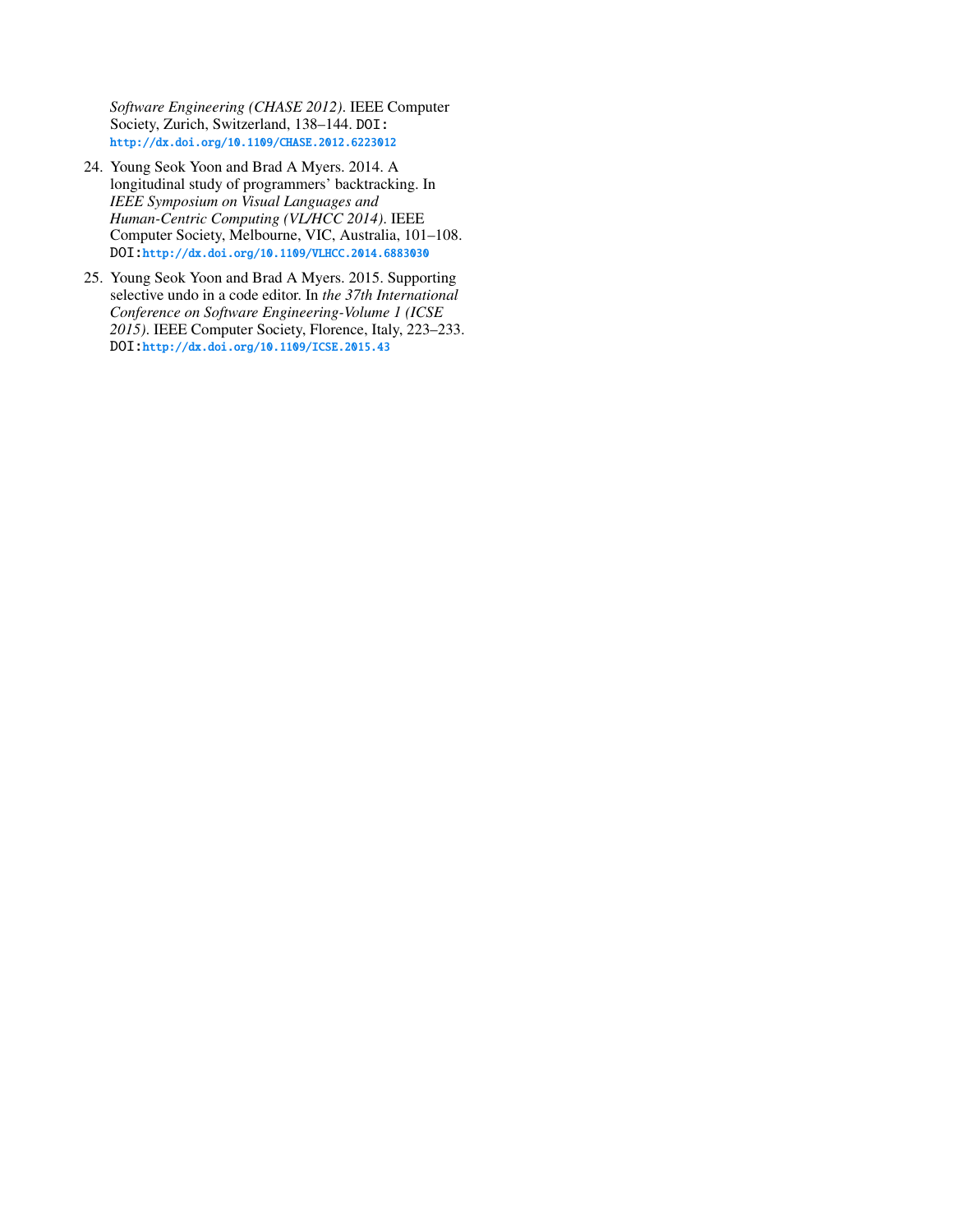*Software Engineering (CHASE 2012)*. IEEE Computer Society, Zurich, Switzerland, 138–144. DOI: http://dx.doi.org/10.1109/CHASE.2012.6223012

24. Young Seok Yoon and Brad A Myers. 2014. A longitudinal study of programmers' backtracking. In *IEEE Symposium on Visual Languages and Human-Centric Computing (VL/HCC 2014)*. IEEE Computer Society, Melbourne, VIC, Australia, 101–108. DOI:http://dx.doi.org/10.1109/VLHCC.2014.6883030

25. Young Seok Yoon and Brad A Myers. 2015. Supporting selective undo in a code editor. In *the 37th International Conference on Software Engineering-Volume 1 (ICSE 2015)*. IEEE Computer Society, Florence, Italy, 223–233. DOI:http://dx.doi.org/10.1109/ICSE.2015.43